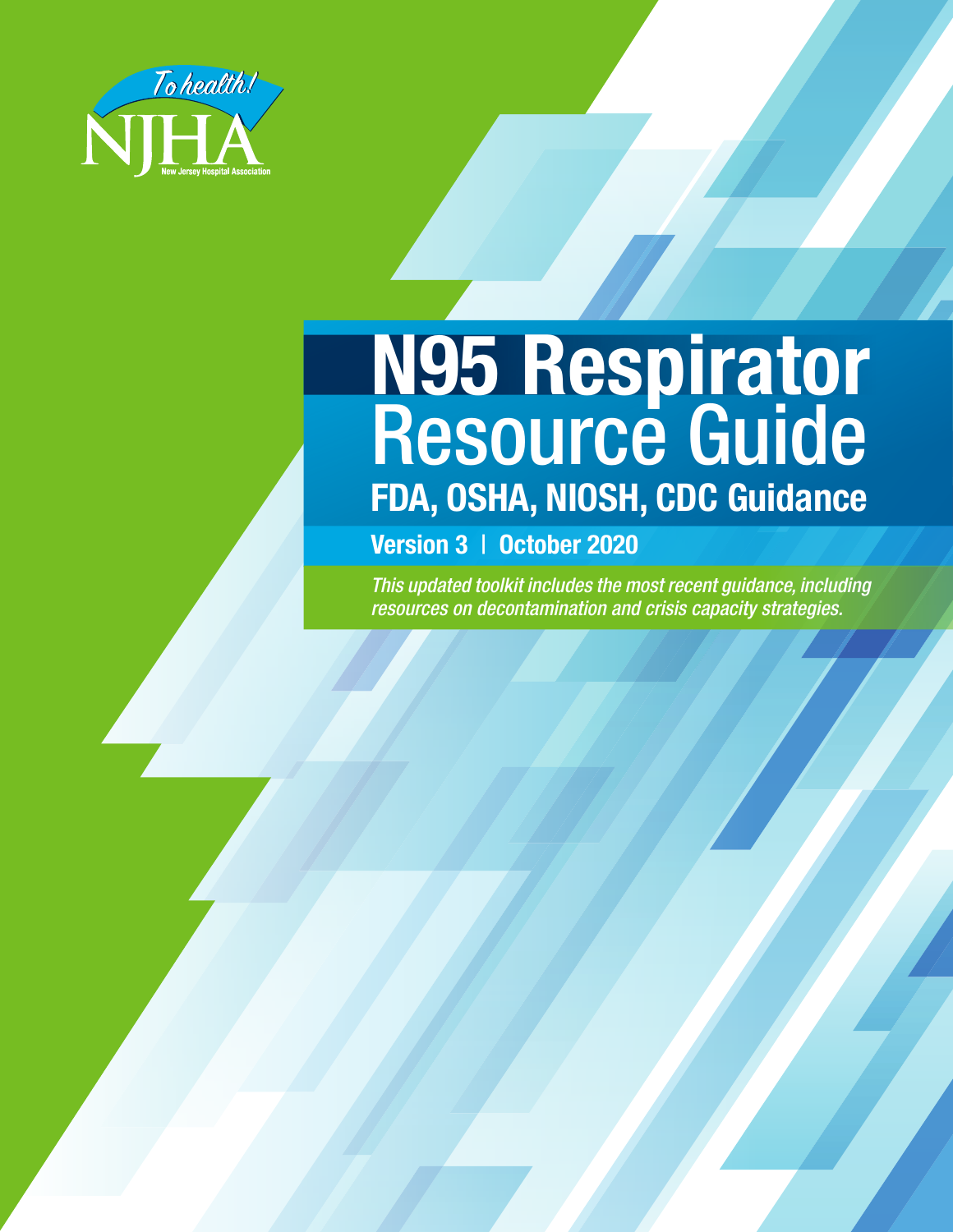To health!

NJHA

New Jersey Hospital Association

# N95 Respirator Resource Guide

## FDA, OSHA, NIOSH, CDC Guidance

**Version 3 | October 2020**

*This updated toolkit includes the most recent guidance, including resources on decontamination and crisis capacity strategies.*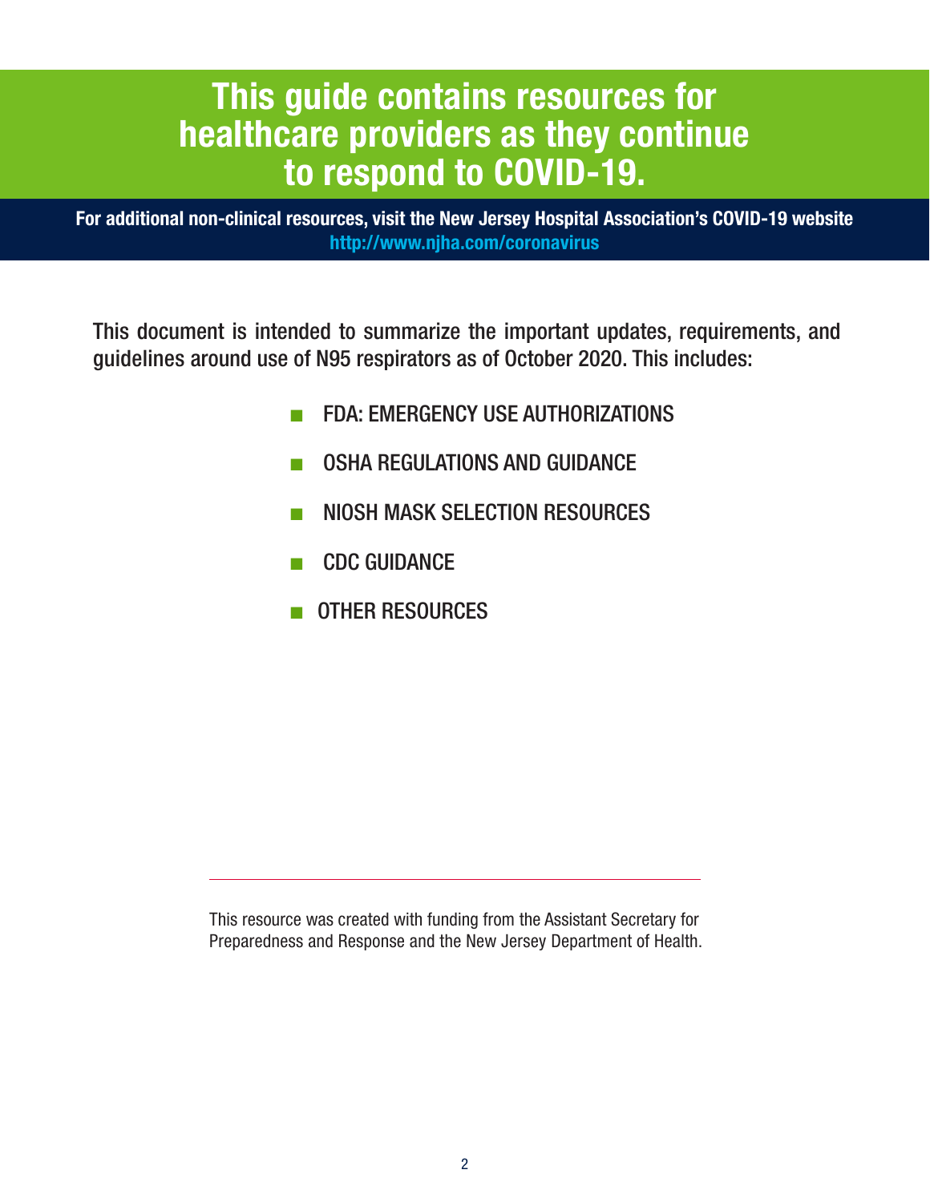# This guide contains resources for healthcare providers as they continue to respond to COVID-19.

**For additional non-clinical resources, visit the New Jersey Hospital Association's COVID-19 website**
**http://www.njha.com/coronavirus**

This document is intended to summarize the important updates, requirements, and guidelines around use of N95 respirators as of October 2020. This includes:

- FDA: EMERGENCY USE AUTHORIZATIONS
- OSHA REGULATIONS AND GUIDANCE
- NIOSH MASK SELECTION RESOURCES
- CDC GUIDANCE
- OTHER RESOURCES

---

This resource was created with funding from the Assistant Secretary for Preparedness and Response and the New Jersey Department of Health.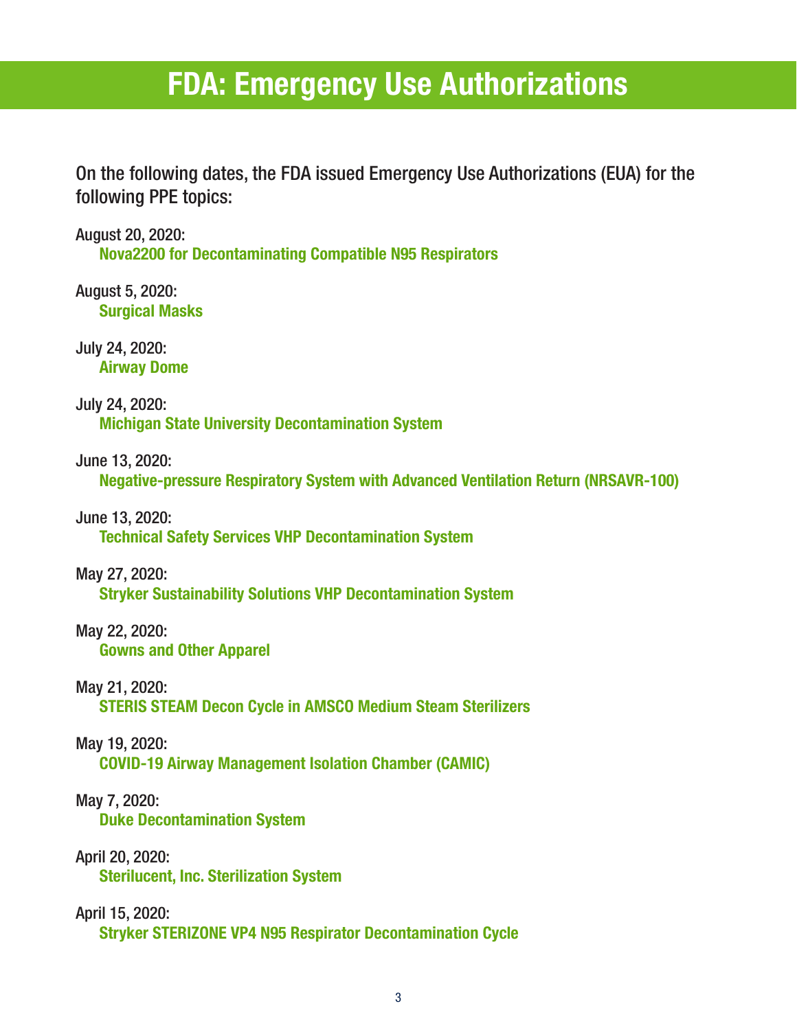# FDA: Emergency Use Authorizations

On the following dates, the FDA issued Emergency Use Authorizations (EUA) for the following PPE topics:

August 20, 2020:
**Nova2200 for Decontaminating Compatible N95 Respirators**

August 5, 2020:
**Surgical Masks**

July 24, 2020:
**Airway Dome**

July 24, 2020:
**Michigan State University Decontamination System**

June 13, 2020:
**Negative-pressure Respiratory System with Advanced Ventilation Return (NRSAVR-100)**

June 13, 2020:
**Technical Safety Services VHP Decontamination System**

May 27, 2020:
**Stryker Sustainability Solutions VHP Decontamination System**

May 22, 2020:
**Gowns and Other Apparel**

May 21, 2020:
**STERIS STEAM Decon Cycle in AMSCO Medium Steam Sterilizers**

May 19, 2020:
**COVID-19 Airway Management Isolation Chamber (CAMIC)**

May 7, 2020:
**Duke Decontamination System**

April 20, 2020:
**Sterilucent, Inc. Sterilization System**

April 15, 2020:
**Stryker STERIZONE VP4 N95 Respirator Decontamination Cycle**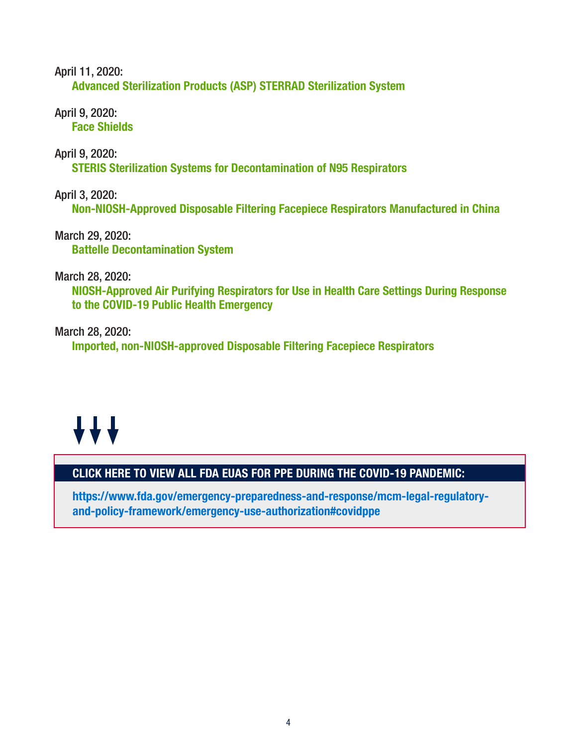April 11, 2020:

**Advanced Sterilization Products (ASP) STERRAD Sterilization System**

April 9, 2020:

**Face Shields**

April 9, 2020:

**STERIS Sterilization Systems for Decontamination of N95 Respirators**

April 3, 2020:

**Non-NIOSH-Approved Disposable Filtering Facepiece Respirators Manufactured in China**

March 29, 2020:

**Battelle Decontamination System**

March 28, 2020:

**NIOSH-Approved Air Purifying Respirators for Use in Health Care Settings During Response to the COVID-19 Public Health Emergency**

March 28, 2020:

**Imported, non-NIOSH-approved Disposable Filtering Facepiece Respirators**

**CLICK HERE TO VIEW ALL FDA EUAS FOR PPE DURING THE COVID-19 PANDEMIC:**

**https://www.fda.gov/emergency-preparedness-and-response/mcm-legal-regulatory-and-policy-framework/emergency-use-authorization#covidppe**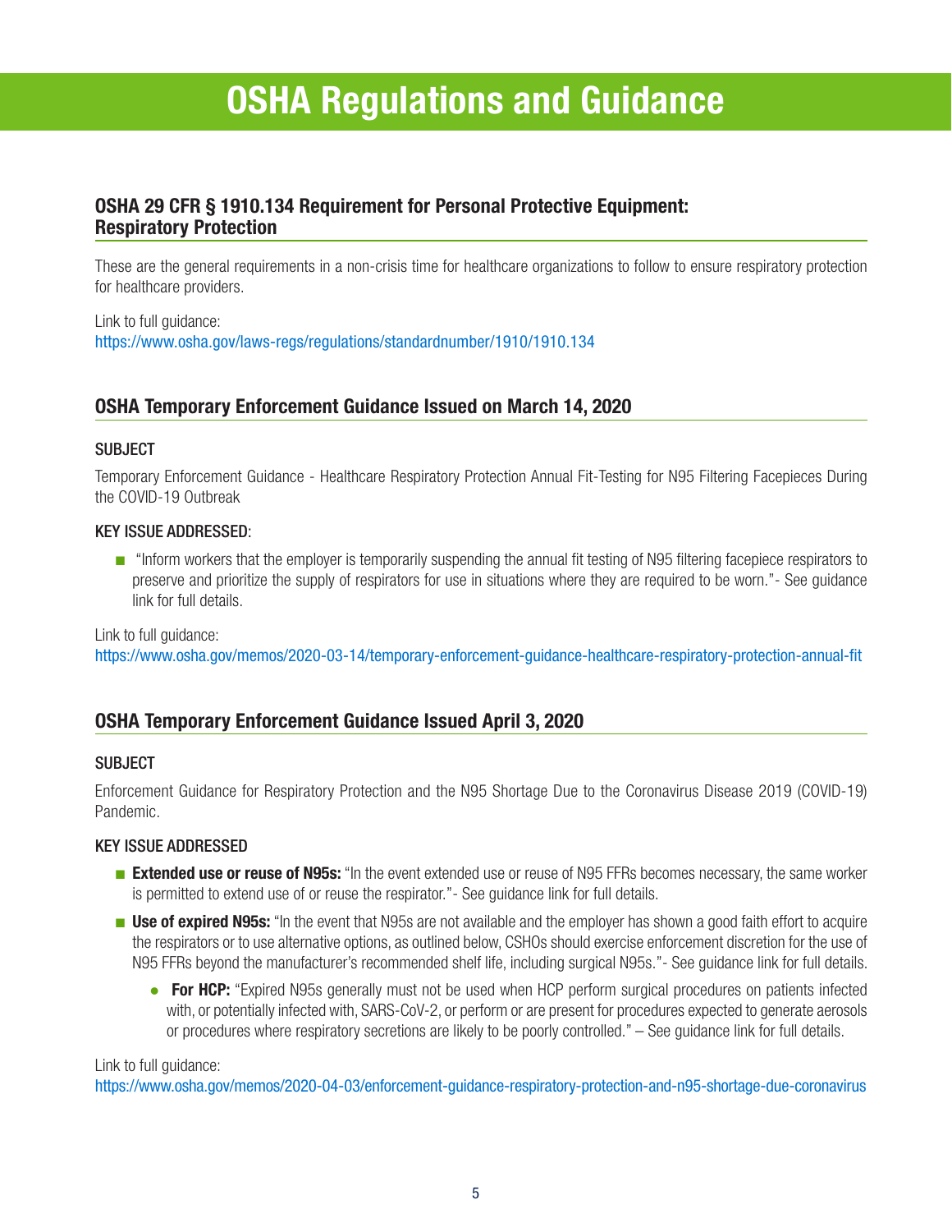# OSHA Regulations and Guidance

## OSHA 29 CFR § 1910.134 Requirement for Personal Protective Equipment: Respiratory Protection

These are the general requirements in a non-crisis time for healthcare organizations to follow to ensure respiratory protection for healthcare providers.

Link to full guidance:
https://www.osha.gov/laws-regs/regulations/standardnumber/1910/1910.134

## OSHA Temporary Enforcement Guidance Issued on March 14, 2020

### SUBJECT

Temporary Enforcement Guidance - Healthcare Respiratory Protection Annual Fit-Testing for N95 Filtering Facepieces During the COVID-19 Outbreak

### KEY ISSUE ADDRESSED:

- "Inform workers that the employer is temporarily suspending the annual fit testing of N95 filtering facepiece respirators to preserve and prioritize the supply of respirators for use in situations where they are required to be worn."- See guidance link for full details.

Link to full guidance:
https://www.osha.gov/memos/2020-03-14/temporary-enforcement-guidance-healthcare-respiratory-protection-annual-fit

## OSHA Temporary Enforcement Guidance Issued April 3, 2020

### SUBJECT

Enforcement Guidance for Respiratory Protection and the N95 Shortage Due to the Coronavirus Disease 2019 (COVID-19) Pandemic.

### KEY ISSUE ADDRESSED

- **Extended use or reuse of N95s:** "In the event extended use or reuse of N95 FFRs becomes necessary, the same worker is permitted to extend use of or reuse the respirator."- See guidance link for full details.
- **Use of expired N95s:** "In the event that N95s are not available and the employer has shown a good faith effort to acquire the respirators or to use alternative options, as outlined below, CSHOs should exercise enforcement discretion for the use of N95 FFRs beyond the manufacturer's recommended shelf life, including surgical N95s."- See guidance link for full details.
  - **For HCP:** "Expired N95s generally must not be used when HCP perform surgical procedures on patients infected with, or potentially infected with, SARS-CoV-2, or perform or are present for procedures expected to generate aerosols or procedures where respiratory secretions are likely to be poorly controlled." – See guidance link for full details.

Link to full guidance:
https://www.osha.gov/memos/2020-04-03/enforcement-guidance-respiratory-protection-and-n95-shortage-due-coronavirus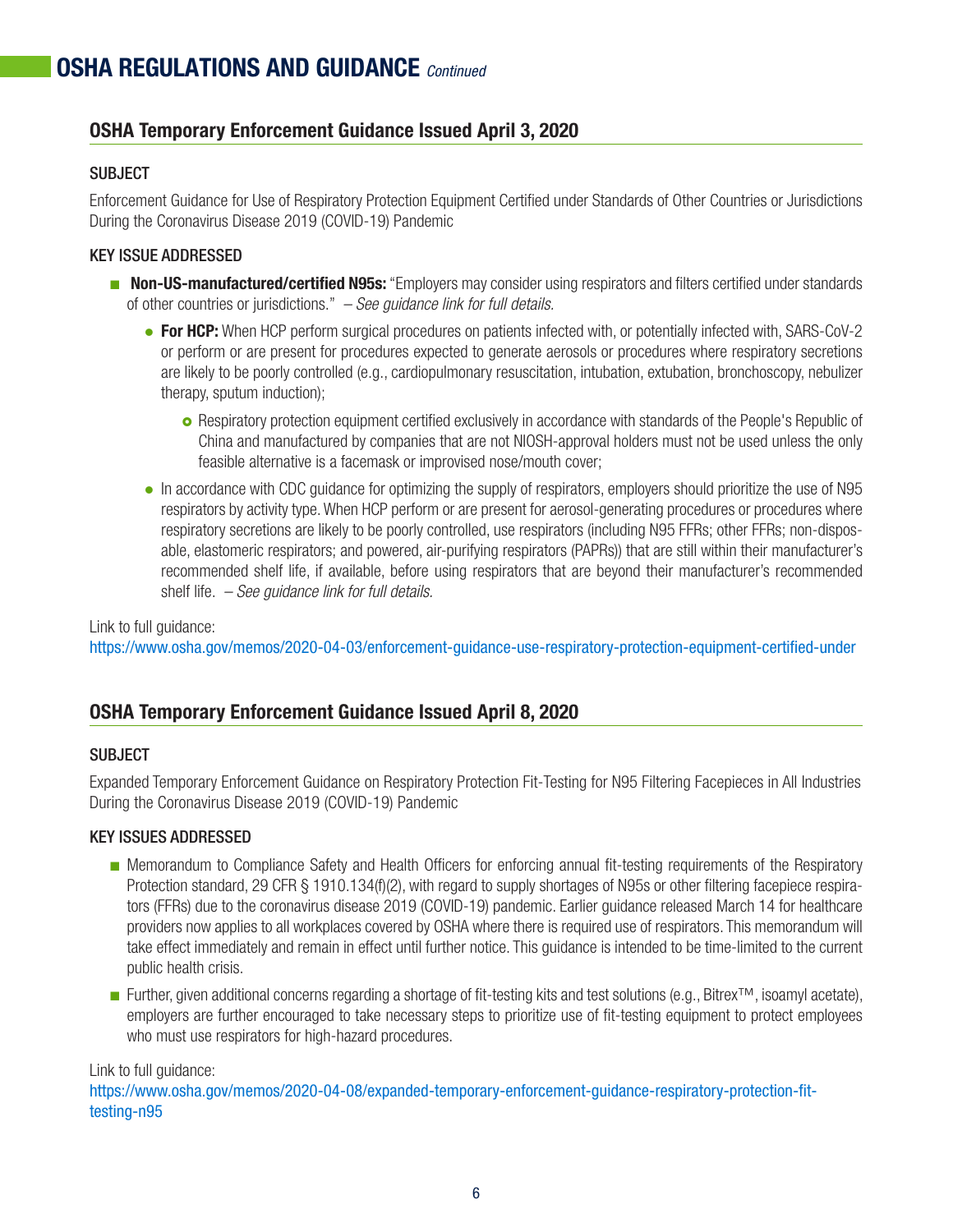# OSHA REGULATIONS AND GUIDANCE *Continued*

## OSHA Temporary Enforcement Guidance Issued April 3, 2020

### SUBJECT

Enforcement Guidance for Use of Respiratory Protection Equipment Certified under Standards of Other Countries or Jurisdictions During the Coronavirus Disease 2019 (COVID-19) Pandemic

### KEY ISSUE ADDRESSED

- **Non-US-manufactured/certified N95s:** "Employers may consider using respirators and filters certified under standards of other countries or jurisdictions." *– See guidance link for full details.*
  - **For HCP:** When HCP perform surgical procedures on patients infected with, or potentially infected with, SARS-CoV-2 or perform or are present for procedures expected to generate aerosols or procedures where respiratory secretions are likely to be poorly controlled (e.g., cardiopulmonary resuscitation, intubation, extubation, bronchoscopy, nebulizer therapy, sputum induction);
    - Respiratory protection equipment certified exclusively in accordance with standards of the People's Republic of China and manufactured by companies that are not NIOSH-approval holders must not be used unless the only feasible alternative is a facemask or improvised nose/mouth cover;
  - In accordance with CDC guidance for optimizing the supply of respirators, employers should prioritize the use of N95 respirators by activity type. When HCP perform or are present for aerosol-generating procedures or procedures where respiratory secretions are likely to be poorly controlled, use respirators (including N95 FFRs; other FFRs; non-disposable, elastomeric respirators; and powered, air-purifying respirators (PAPRs)) that are still within their manufacturer's recommended shelf life, if available, before using respirators that are beyond their manufacturer's recommended shelf life. *– See guidance link for full details.*

Link to full guidance:
https://www.osha.gov/memos/2020-04-03/enforcement-guidance-use-respiratory-protection-equipment-certified-under

## OSHA Temporary Enforcement Guidance Issued April 8, 2020

### SUBJECT

Expanded Temporary Enforcement Guidance on Respiratory Protection Fit-Testing for N95 Filtering Facepieces in All Industries During the Coronavirus Disease 2019 (COVID-19) Pandemic

### KEY ISSUES ADDRESSED

- Memorandum to Compliance Safety and Health Officers for enforcing annual fit-testing requirements of the Respiratory Protection standard, 29 CFR § 1910.134(f)(2), with regard to supply shortages of N95s or other filtering facepiece respirators (FFRs) due to the coronavirus disease 2019 (COVID-19) pandemic. Earlier guidance released March 14 for healthcare providers now applies to all workplaces covered by OSHA where there is required use of respirators. This memorandum will take effect immediately and remain in effect until further notice. This guidance is intended to be time-limited to the current public health crisis.
- Further, given additional concerns regarding a shortage of fit-testing kits and test solutions (e.g., Bitrex™, isoamyl acetate), employers are further encouraged to take necessary steps to prioritize use of fit-testing equipment to protect employees who must use respirators for high-hazard procedures.

Link to full guidance:
https://www.osha.gov/memos/2020-04-08/expanded-temporary-enforcement-guidance-respiratory-protection-fit-testing-n95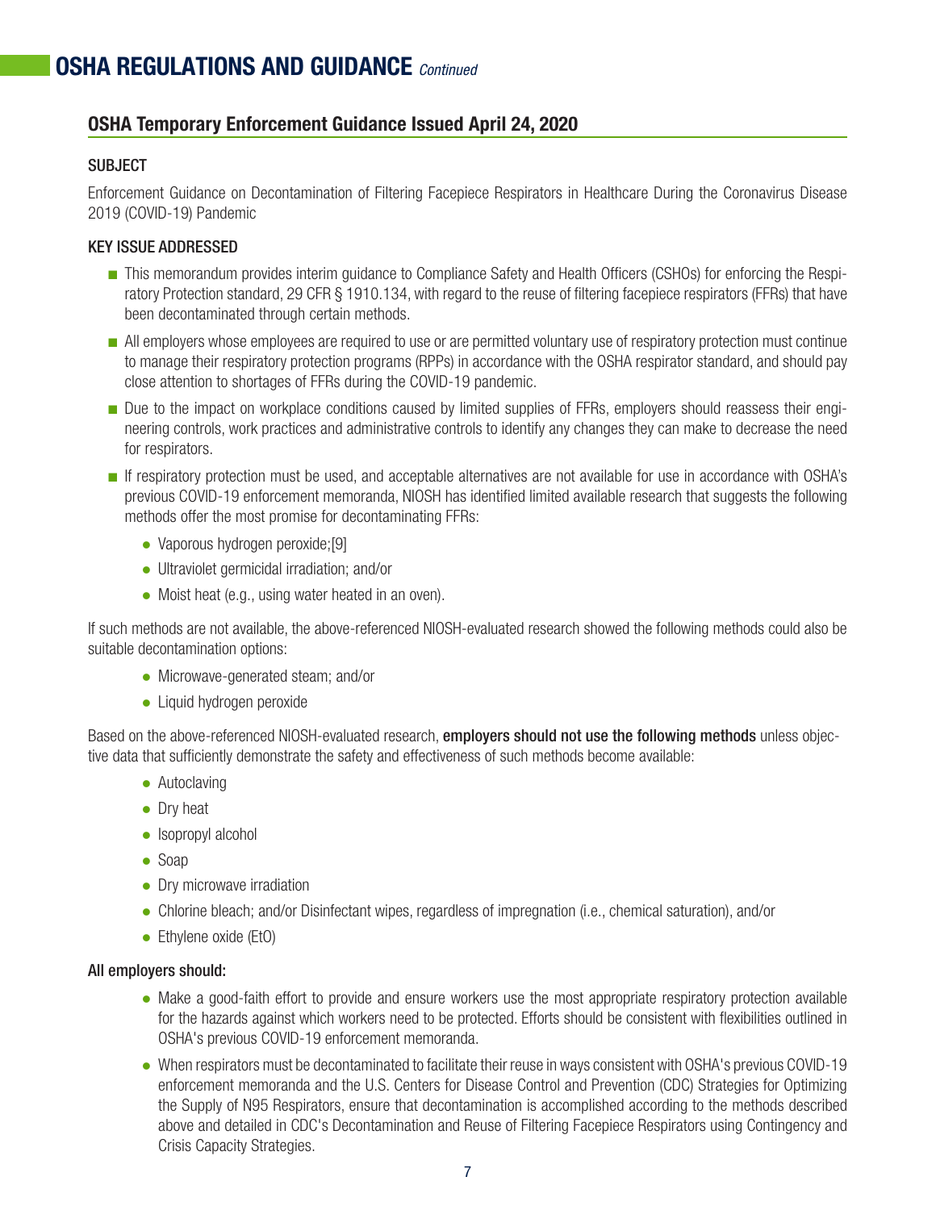# OSHA REGULATIONS AND GUIDANCE *Continued*

## OSHA Temporary Enforcement Guidance Issued April 24, 2020

### SUBJECT

Enforcement Guidance on Decontamination of Filtering Facepiece Respirators in Healthcare During the Coronavirus Disease 2019 (COVID-19) Pandemic

### KEY ISSUE ADDRESSED

- This memorandum provides interim guidance to Compliance Safety and Health Officers (CSHOs) for enforcing the Respiratory Protection standard, 29 CFR § 1910.134, with regard to the reuse of filtering facepiece respirators (FFRs) that have been decontaminated through certain methods.
- All employers whose employees are required to use or are permitted voluntary use of respiratory protection must continue to manage their respiratory protection programs (RPPs) in accordance with the OSHA respirator standard, and should pay close attention to shortages of FFRs during the COVID-19 pandemic.
- Due to the impact on workplace conditions caused by limited supplies of FFRs, employers should reassess their engineering controls, work practices and administrative controls to identify any changes they can make to decrease the need for respirators.
- If respiratory protection must be used, and acceptable alternatives are not available for use in accordance with OSHA's previous COVID-19 enforcement memoranda, NIOSH has identified limited available research that suggests the following methods offer the most promise for decontaminating FFRs:
  - Vaporous hydrogen peroxide;[9]
  - Ultraviolet germicidal irradiation; and/or
  - Moist heat (e.g., using water heated in an oven).

If such methods are not available, the above-referenced NIOSH-evaluated research showed the following methods could also be suitable decontamination options:

- Microwave-generated steam; and/or
- Liquid hydrogen peroxide

Based on the above-referenced NIOSH-evaluated research, **employers should not use the following methods** unless objective data that sufficiently demonstrate the safety and effectiveness of such methods become available:

- Autoclaving
- Dry heat
- Isopropyl alcohol
- Soap
- Dry microwave irradiation
- Chlorine bleach; and/or Disinfectant wipes, regardless of impregnation (i.e., chemical saturation), and/or
- Ethylene oxide (EtO)

**All employers should:**

- Make a good-faith effort to provide and ensure workers use the most appropriate respiratory protection available for the hazards against which workers need to be protected. Efforts should be consistent with flexibilities outlined in OSHA's previous COVID-19 enforcement memoranda.
- When respirators must be decontaminated to facilitate their reuse in ways consistent with OSHA's previous COVID-19 enforcement memoranda and the U.S. Centers for Disease Control and Prevention (CDC) Strategies for Optimizing the Supply of N95 Respirators, ensure that decontamination is accomplished according to the methods described above and detailed in CDC's Decontamination and Reuse of Filtering Facepiece Respirators using Contingency and Crisis Capacity Strategies.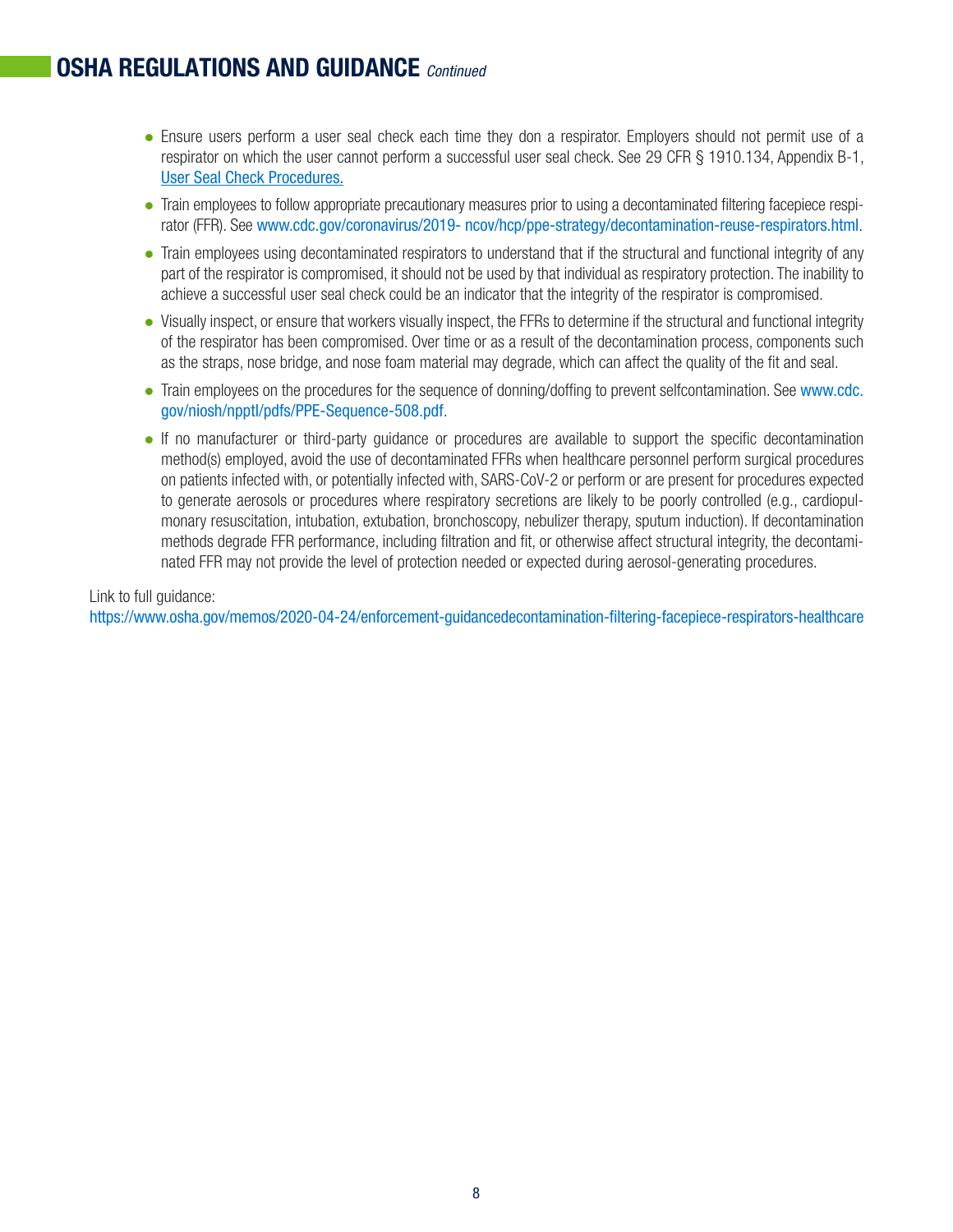## OSHA REGULATIONS AND GUIDANCE *Continued*

- Ensure users perform a user seal check each time they don a respirator. Employers should not permit use of a respirator on which the user cannot perform a successful user seal check. See 29 CFR § 1910.134, Appendix B-1, User Seal Check Procedures.
- Train employees to follow appropriate precautionary measures prior to using a decontaminated filtering facepiece respirator (FFR). See www.cdc.gov/coronavirus/2019- ncov/hcp/ppe-strategy/decontamination-reuse-respirators.html.
- Train employees using decontaminated respirators to understand that if the structural and functional integrity of any part of the respirator is compromised, it should not be used by that individual as respiratory protection. The inability to achieve a successful user seal check could be an indicator that the integrity of the respirator is compromised.
- Visually inspect, or ensure that workers visually inspect, the FFRs to determine if the structural and functional integrity of the respirator has been compromised. Over time or as a result of the decontamination process, components such as the straps, nose bridge, and nose foam material may degrade, which can affect the quality of the fit and seal.
- Train employees on the procedures for the sequence of donning/doffing to prevent selfcontamination. See www.cdc.gov/niosh/npptl/pdfs/PPE-Sequence-508.pdf.
- If no manufacturer or third-party guidance or procedures are available to support the specific decontamination method(s) employed, avoid the use of decontaminated FFRs when healthcare personnel perform surgical procedures on patients infected with, or potentially infected with, SARS-CoV-2 or perform or are present for procedures expected to generate aerosols or procedures where respiratory secretions are likely to be poorly controlled (e.g., cardiopulmonary resuscitation, intubation, extubation, bronchoscopy, nebulizer therapy, sputum induction). If decontamination methods degrade FFR performance, including filtration and fit, or otherwise affect structural integrity, the decontaminated FFR may not provide the level of protection needed or expected during aerosol-generating procedures.

Link to full guidance:
https://www.osha.gov/memos/2020-04-24/enforcement-guidancedecontamination-filtering-facepiece-respirators-healthcare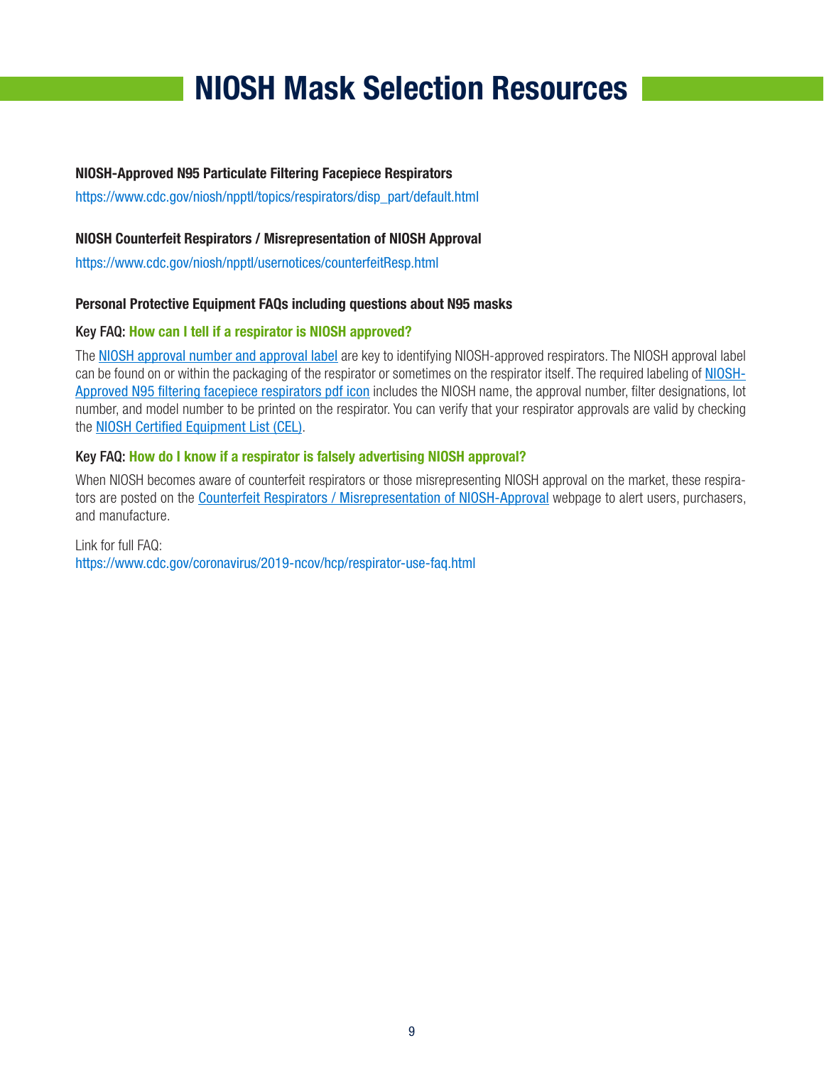# NIOSH Mask Selection Resources

**NIOSH-Approved N95 Particulate Filtering Facepiece Respirators**

https://www.cdc.gov/niosh/npptl/topics/respirators/disp_part/default.html

**NIOSH Counterfeit Respirators / Misrepresentation of NIOSH Approval**

https://www.cdc.gov/niosh/npptl/usernotices/counterfeitResp.html

**Personal Protective Equipment FAQs including questions about N95 masks**

**Key FAQ: How can I tell if a respirator is NIOSH approved?**

The NIOSH approval number and approval label are key to identifying NIOSH-approved respirators. The NIOSH approval label can be found on or within the packaging of the respirator or sometimes on the respirator itself. The required labeling of NIOSH-Approved N95 filtering facepiece respirators pdf icon includes the NIOSH name, the approval number, filter designations, lot number, and model number to be printed on the respirator. You can verify that your respirator approvals are valid by checking the NIOSH Certified Equipment List (CEL).

**Key FAQ: How do I know if a respirator is falsely advertising NIOSH approval?**

When NIOSH becomes aware of counterfeit respirators or those misrepresenting NIOSH approval on the market, these respirators are posted on the Counterfeit Respirators / Misrepresentation of NIOSH-Approval webpage to alert users, purchasers, and manufacture.

Link for full FAQ:
https://www.cdc.gov/coronavirus/2019-ncov/hcp/respirator-use-faq.html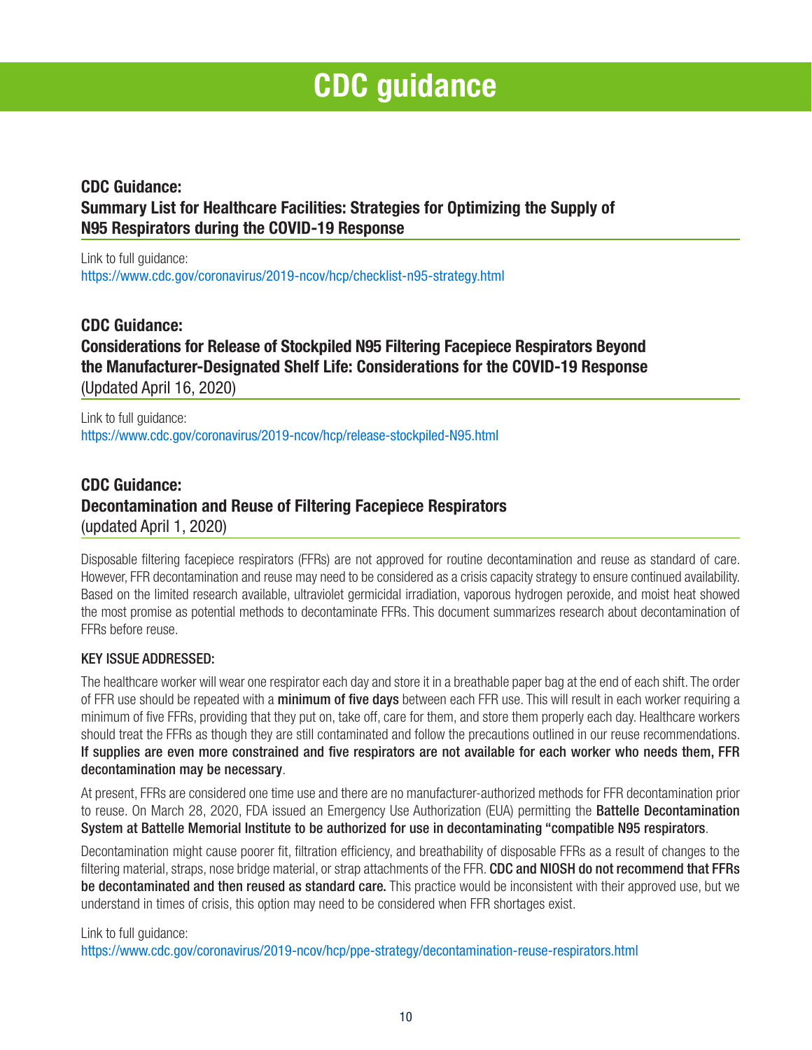# CDC guidance

## CDC Guidance: Summary List for Healthcare Facilities: Strategies for Optimizing the Supply of N95 Respirators during the COVID-19 Response

Link to full guidance:
https://www.cdc.gov/coronavirus/2019-ncov/hcp/checklist-n95-strategy.html

## CDC Guidance: Considerations for Release of Stockpiled N95 Filtering Facepiece Respirators Beyond the Manufacturer-Designated Shelf Life: Considerations for the COVID-19 Response

(Updated April 16, 2020)

Link to full guidance:
https://www.cdc.gov/coronavirus/2019-ncov/hcp/release-stockpiled-N95.html

## CDC Guidance: Decontamination and Reuse of Filtering Facepiece Respirators

(updated April 1, 2020)

Disposable filtering facepiece respirators (FFRs) are not approved for routine decontamination and reuse as standard of care. However, FFR decontamination and reuse may need to be considered as a crisis capacity strategy to ensure continued availability. Based on the limited research available, ultraviolet germicidal irradiation, vaporous hydrogen peroxide, and moist heat showed the most promise as potential methods to decontaminate FFRs. This document summarizes research about decontamination of FFRs before reuse.

KEY ISSUE ADDRESSED:

The healthcare worker will wear one respirator each day and store it in a breathable paper bag at the end of each shift. The order of FFR use should be repeated with a **minimum of five days** between each FFR use. This will result in each worker requiring a minimum of five FFRs, providing that they put on, take off, care for them, and store them properly each day. Healthcare workers should treat the FFRs as though they are still contaminated and follow the precautions outlined in our reuse recommendations. **If supplies are even more constrained and five respirators are not available for each worker who needs them, FFR decontamination may be necessary**.

At present, FFRs are considered one time use and there are no manufacturer-authorized methods for FFR decontamination prior to reuse. On March 28, 2020, FDA issued an Emergency Use Authorization (EUA) permitting the **Battelle Decontamination System at Battelle Memorial Institute to be authorized for use in decontaminating "compatible N95 respirators**.

Decontamination might cause poorer fit, filtration efficiency, and breathability of disposable FFRs as a result of changes to the filtering material, straps, nose bridge material, or strap attachments of the FFR. **CDC and NIOSH do not recommend that FFRs be decontaminated and then reused as standard care.** This practice would be inconsistent with their approved use, but we understand in times of crisis, this option may need to be considered when FFR shortages exist.

Link to full guidance:
https://www.cdc.gov/coronavirus/2019-ncov/hcp/ppe-strategy/decontamination-reuse-respirators.html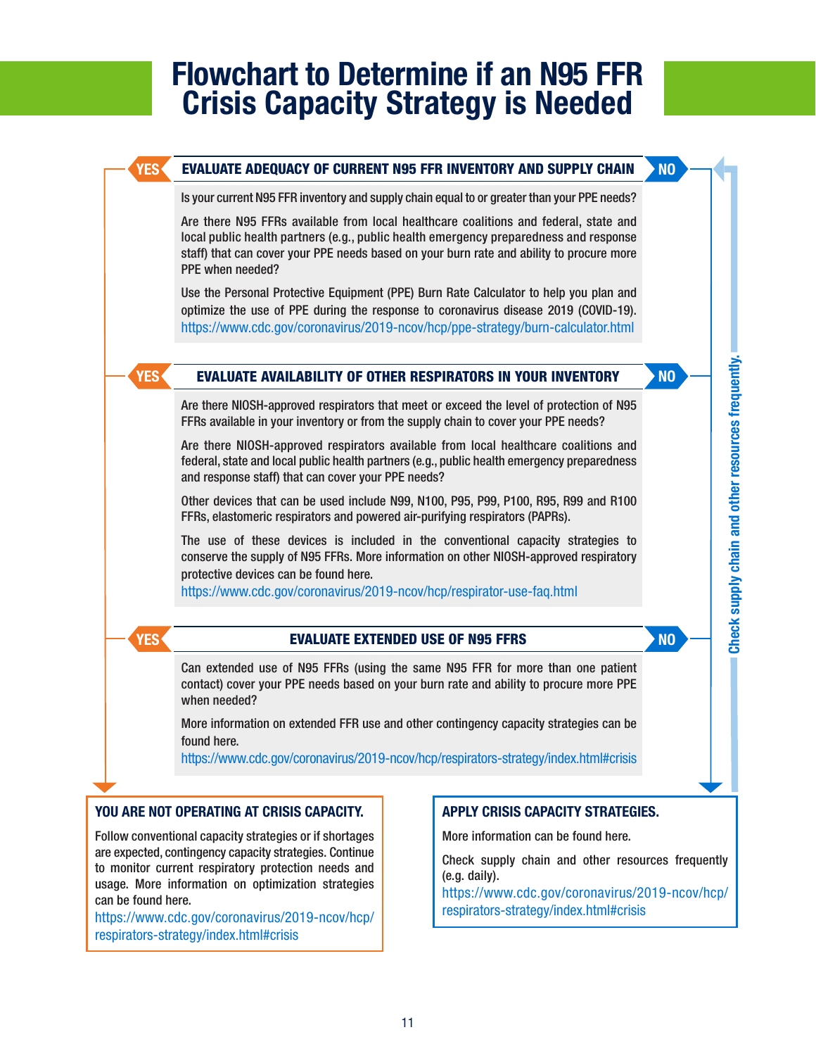# Flowchart to Determine if an N95 FFR Crisis Capacity Strategy is Needed

## EVALUATE ADEQUACY OF CURRENT N95 FFR INVENTORY AND SUPPLY CHAIN

Is your current N95 FFR inventory and supply chain equal to or greater than your PPE needs?

Are there N95 FFRs available from local healthcare coalitions and federal, state and local public health partners (e.g., public health emergency preparedness and response staff) that can cover your PPE needs based on your burn rate and ability to procure more PPE when needed?

Use the Personal Protective Equipment (PPE) Burn Rate Calculator to help you plan and optimize the use of PPE during the response to coronavirus disease 2019 (COVID-19). https://www.cdc.gov/coronavirus/2019-ncov/hcp/ppe-strategy/burn-calculator.html

**YES** → You are not operating at crisis capacity. **NO** → Evaluate availability of other respirators in your inventory.

## EVALUATE AVAILABILITY OF OTHER RESPIRATORS IN YOUR INVENTORY

Are there NIOSH-approved respirators that meet or exceed the level of protection of N95 FFRs available in your inventory or from the supply chain to cover your PPE needs?

Are there NIOSH-approved respirators available from local healthcare coalitions and federal, state and local public health partners (e.g., public health emergency preparedness and response staff) that can cover your PPE needs?

Other devices that can be used include N99, N100, P95, P99, P100, R95, R99 and R100 FFRs, elastomeric respirators and powered air-purifying respirators (PAPRs).

The use of these devices is included in the conventional capacity strategies to conserve the supply of N95 FFRs. More information on other NIOSH-approved respiratory protective devices can be found here.
https://www.cdc.gov/coronavirus/2019-ncov/hcp/respirator-use-faq.html

**YES** → You are not operating at crisis capacity. **NO** → Evaluate extended use of N95 FFRs.

## EVALUATE EXTENDED USE OF N95 FFRS

Can extended use of N95 FFRs (using the same N95 FFR for more than one patient contact) cover your PPE needs based on your burn rate and ability to procure more PPE when needed?

More information on extended FFR use and other contingency capacity strategies can be found here.
https://www.cdc.gov/coronavirus/2019-ncov/hcp/respirators-strategy/index.html#crisis

**YES** → You are not operating at crisis capacity. **NO** → Apply crisis capacity strategies.

## YOU ARE NOT OPERATING AT CRISIS CAPACITY.

Follow conventional capacity strategies or if shortages are expected, contingency capacity strategies. Continue to monitor current respiratory protection needs and usage. More information on optimization strategies can be found here.
https://www.cdc.gov/coronavirus/2019-ncov/hcp/respirators-strategy/index.html#crisis

## APPLY CRISIS CAPACITY STRATEGIES.

More information can be found here.

Check supply chain and other resources frequently (e.g. daily).
https://www.cdc.gov/coronavirus/2019-ncov/hcp/respirators-strategy/index.html#crisis

Check supply chain and other resources frequently.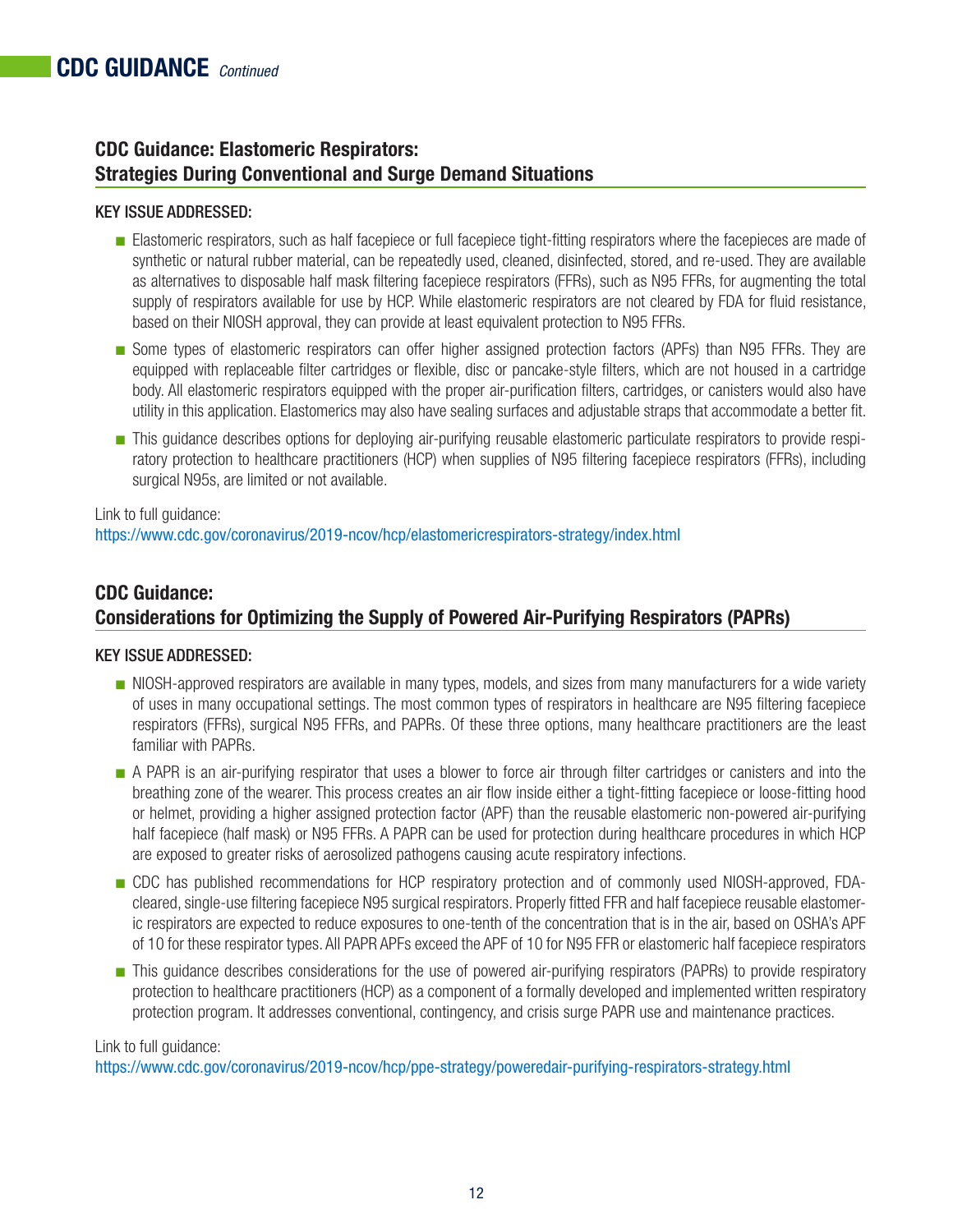# CDC GUIDANCE *Continued*

## CDC Guidance: Elastomeric Respirators: Strategies During Conventional and Surge Demand Situations

KEY ISSUE ADDRESSED:

- Elastomeric respirators, such as half facepiece or full facepiece tight-fitting respirators where the facepieces are made of synthetic or natural rubber material, can be repeatedly used, cleaned, disinfected, stored, and re-used. They are available as alternatives to disposable half mask filtering facepiece respirators (FFRs), such as N95 FFRs, for augmenting the total supply of respirators available for use by HCP. While elastomeric respirators are not cleared by FDA for fluid resistance, based on their NIOSH approval, they can provide at least equivalent protection to N95 FFRs.
- Some types of elastomeric respirators can offer higher assigned protection factors (APFs) than N95 FFRs. They are equipped with replaceable filter cartridges or flexible, disc or pancake-style filters, which are not housed in a cartridge body. All elastomeric respirators equipped with the proper air-purification filters, cartridges, or canisters would also have utility in this application. Elastomerics may also have sealing surfaces and adjustable straps that accommodate a better fit.
- This guidance describes options for deploying air-purifying reusable elastomeric particulate respirators to provide respiratory protection to healthcare practitioners (HCP) when supplies of N95 filtering facepiece respirators (FFRs), including surgical N95s, are limited or not available.

Link to full guidance:
https://www.cdc.gov/coronavirus/2019-ncov/hcp/elastomericrespirators-strategy/index.html

## CDC Guidance: Considerations for Optimizing the Supply of Powered Air-Purifying Respirators (PAPRs)

KEY ISSUE ADDRESSED:

- NIOSH-approved respirators are available in many types, models, and sizes from many manufacturers for a wide variety of uses in many occupational settings. The most common types of respirators in healthcare are N95 filtering facepiece respirators (FFRs), surgical N95 FFRs, and PAPRs. Of these three options, many healthcare practitioners are the least familiar with PAPRs.
- A PAPR is an air-purifying respirator that uses a blower to force air through filter cartridges or canisters and into the breathing zone of the wearer. This process creates an air flow inside either a tight-fitting facepiece or loose-fitting hood or helmet, providing a higher assigned protection factor (APF) than the reusable elastomeric non-powered air-purifying half facepiece (half mask) or N95 FFRs. A PAPR can be used for protection during healthcare procedures in which HCP are exposed to greater risks of aerosolized pathogens causing acute respiratory infections.
- CDC has published recommendations for HCP respiratory protection and of commonly used NIOSH-approved, FDA-cleared, single-use filtering facepiece N95 surgical respirators. Properly fitted FFR and half facepiece reusable elastomeric respirators are expected to reduce exposures to one-tenth of the concentration that is in the air, based on OSHA's APF of 10 for these respirator types. All PAPR APFs exceed the APF of 10 for N95 FFR or elastomeric half facepiece respirators
- This guidance describes considerations for the use of powered air-purifying respirators (PAPRs) to provide respiratory protection to healthcare practitioners (HCP) as a component of a formally developed and implemented written respiratory protection program. It addresses conventional, contingency, and crisis surge PAPR use and maintenance practices.

Link to full guidance:
https://www.cdc.gov/coronavirus/2019-ncov/hcp/ppe-strategy/poweredair-purifying-respirators-strategy.html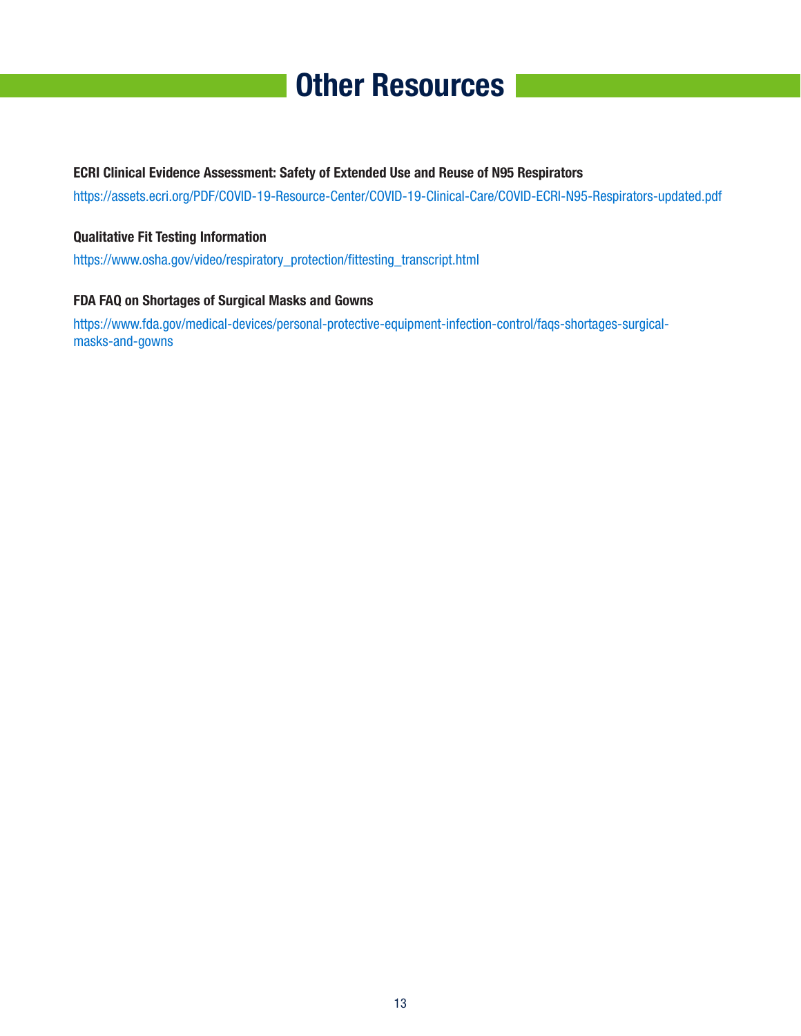# Other Resources

**ECRI Clinical Evidence Assessment: Safety of Extended Use and Reuse of N95 Respirators**

https://assets.ecri.org/PDF/COVID-19-Resource-Center/COVID-19-Clinical-Care/COVID-ECRI-N95-Respirators-updated.pdf

**Qualitative Fit Testing Information**

https://www.osha.gov/video/respiratory_protection/fittesting_transcript.html

**FDA FAQ on Shortages of Surgical Masks and Gowns**

https://www.fda.gov/medical-devices/personal-protective-equipment-infection-control/faqs-shortages-surgical-masks-and-gowns